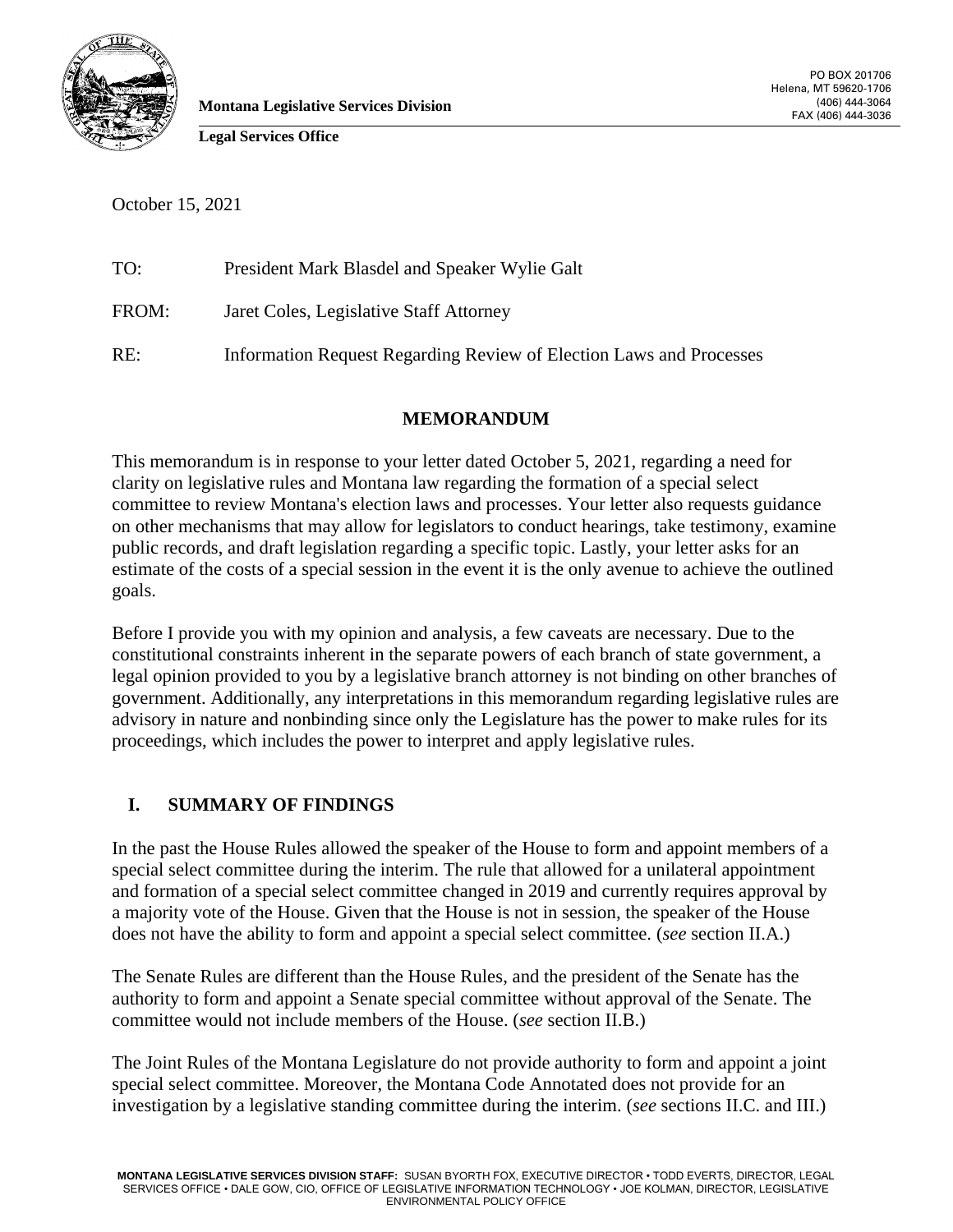**Montana Legislative Services Division**

**Legal Services Office**

PO BOX 201706
Helena, MT 59620-1706
(406) 444-3064
FAX (406) 444-3036

October 15, 2021

TO: President Mark Blasdel and Speaker Wylie Galt

FROM: Jaret Coles, Legislative Staff Attorney

RE: Information Request Regarding Review of Election Laws and Processes

**MEMORANDUM**

This memorandum is in response to your letter dated October 5, 2021, regarding a need for clarity on legislative rules and Montana law regarding the formation of a special select committee to review Montana's election laws and processes. Your letter also requests guidance on other mechanisms that may allow for legislators to conduct hearings, take testimony, examine public records, and draft legislation regarding a specific topic. Lastly, your letter asks for an estimate of the costs of a special session in the event it is the only avenue to achieve the outlined goals.

Before I provide you with my opinion and analysis, a few caveats are necessary. Due to the constitutional constraints inherent in the separate powers of each branch of state government, a legal opinion provided to you by a legislative branch attorney is not binding on other branches of government. Additionally, any interpretations in this memorandum regarding legislative rules are advisory in nature and nonbinding since only the Legislature has the power to make rules for its proceedings, which includes the power to interpret and apply legislative rules.

## I. SUMMARY OF FINDINGS

In the past the House Rules allowed the speaker of the House to form and appoint members of a special select committee during the interim. The rule that allowed for a unilateral appointment and formation of a special select committee changed in 2019 and currently requires approval by a majority vote of the House. Given that the House is not in session, the speaker of the House does not have the ability to form and appoint a special select committee. (*see* section II.A.)

The Senate Rules are different than the House Rules, and the president of the Senate has the authority to form and appoint a Senate special committee without approval of the Senate. The committee would not include members of the House. (*see* section II.B.)

The Joint Rules of the Montana Legislature do not provide authority to form and appoint a joint special select committee. Moreover, the Montana Code Annotated does not provide for an investigation by a legislative standing committee during the interim. (*see* sections II.C. and III.)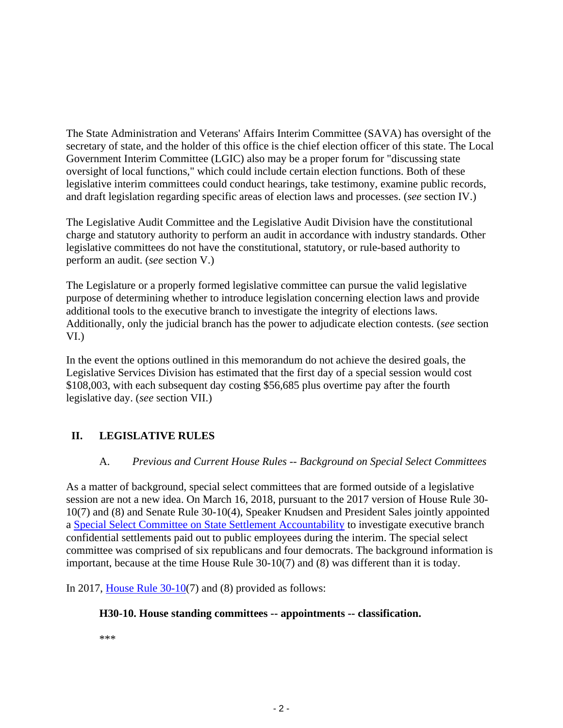The State Administration and Veterans' Affairs Interim Committee (SAVA) has oversight of the secretary of state, and the holder of this office is the chief election officer of this state. The Local Government Interim Committee (LGIC) also may be a proper forum for "discussing state oversight of local functions," which could include certain election functions. Both of these legislative interim committees could conduct hearings, take testimony, examine public records, and draft legislation regarding specific areas of election laws and processes. (*see* section IV.)

The Legislative Audit Committee and the Legislative Audit Division have the constitutional charge and statutory authority to perform an audit in accordance with industry standards. Other legislative committees do not have the constitutional, statutory, or rule-based authority to perform an audit. (*see* section V.)

The Legislature or a properly formed legislative committee can pursue the valid legislative purpose of determining whether to introduce legislation concerning election laws and provide additional tools to the executive branch to investigate the integrity of elections laws. Additionally, only the judicial branch has the power to adjudicate election contests. (*see* section VI.)

In the event the options outlined in this memorandum do not achieve the desired goals, the Legislative Services Division has estimated that the first day of a special session would cost $108,003, with each subsequent day costing $56,685 plus overtime pay after the fourth legislative day. (*see* section VII.)

## II. LEGISLATIVE RULES

### A. *Previous and Current House Rules -- Background on Special Select Committees*

As a matter of background, special select committees that are formed outside of a legislative session are not a new idea. On March 16, 2018, pursuant to the 2017 version of House Rule 30-10(7) and (8) and Senate Rule 30-10(4), Speaker Knudsen and President Sales jointly appointed a Special Select Committee on State Settlement Accountability to investigate executive branch confidential settlements paid out to public employees during the interim. The special select committee was comprised of six republicans and four democrats. The background information is important, because at the time House Rule 30-10(7) and (8) was different than it is today.

In 2017, House Rule 30-10(7) and (8) provided as follows:

**H30-10. House standing committees -- appointments -- classification.**

***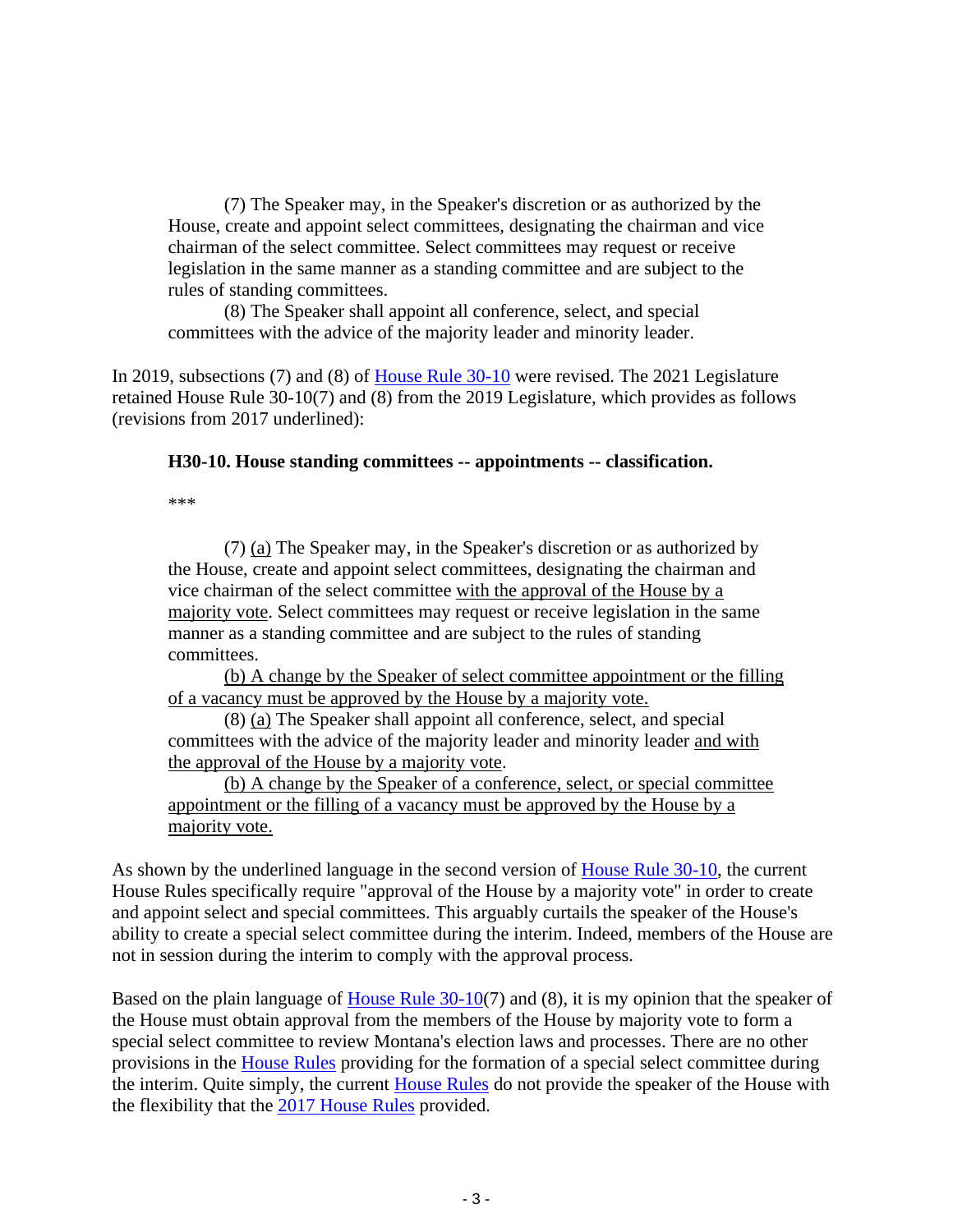> (7) The Speaker may, in the Speaker's discretion or as authorized by the House, create and appoint select committees, designating the chairman and vice chairman of the select committee. Select committees may request or receive legislation in the same manner as a standing committee and are subject to the rules of standing committees.
>
> (8) The Speaker shall appoint all conference, select, and special committees with the advice of the majority leader and minority leader.

In 2019, subsections (7) and (8) of House Rule 30-10 were revised. The 2021 Legislature retained House Rule 30-10(7) and (8) from the 2019 Legislature, which provides as follows (revisions from 2017 underlined):

> **H30-10. House standing committees -- appointments -- classification.**
>
> ***
>
> (7) <u>(a)</u> The Speaker may, in the Speaker's discretion or as authorized by the House, create and appoint select committees, designating the chairman and vice chairman of the select committee <u>with the approval of the House by a majority vote</u>. Select committees may request or receive legislation in the same manner as a standing committee and are subject to the rules of standing committees.
>
> <u>(b) A change by the Speaker of select committee appointment or the filling of a vacancy must be approved by the House by a majority vote.</u>
>
> (8) <u>(a)</u> The Speaker shall appoint all conference, select, and special committees with the advice of the majority leader and minority leader <u>and with the approval of the House by a majority vote</u>.
>
> <u>(b) A change by the Speaker of a conference, select, or special committee appointment or the filling of a vacancy must be approved by the House by a majority vote.</u>

As shown by the underlined language in the second version of House Rule 30-10, the current House Rules specifically require "approval of the House by a majority vote" in order to create and appoint select and special committees. This arguably curtails the speaker of the House's ability to create a special select committee during the interim. Indeed, members of the House are not in session during the interim to comply with the approval process.

Based on the plain language of House Rule 30-10(7) and (8), it is my opinion that the speaker of the House must obtain approval from the members of the House by majority vote to form a special select committee to review Montana's election laws and processes. There are no other provisions in the House Rules providing for the formation of a special select committee during the interim. Quite simply, the current House Rules do not provide the speaker of the House with the flexibility that the 2017 House Rules provided.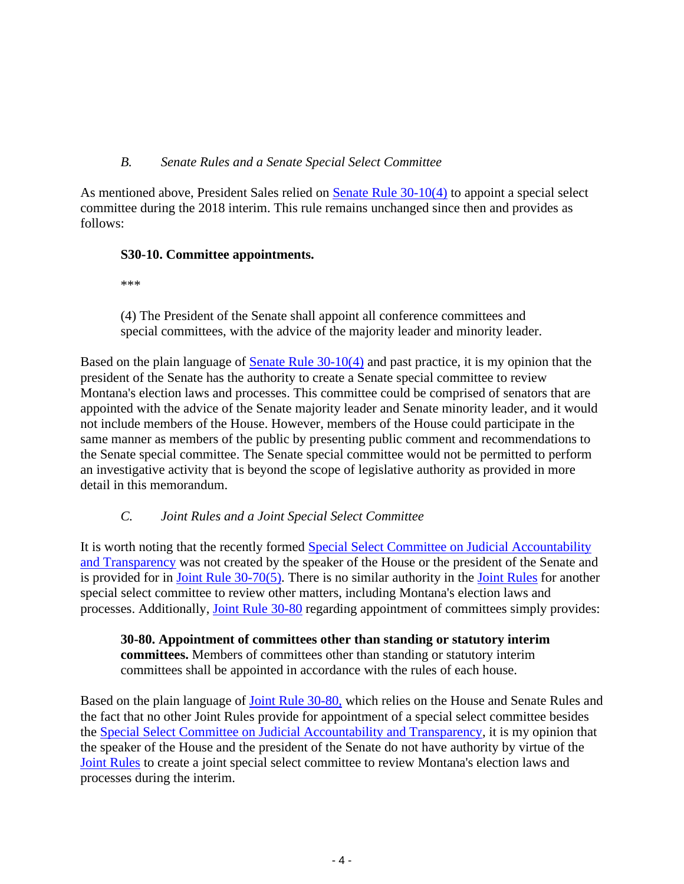### *B. Senate Rules and a Senate Special Select Committee*

As mentioned above, President Sales relied on Senate Rule 30-10(4) to appoint a special select committee during the 2018 interim. This rule remains unchanged since then and provides as follows:

> **S30-10. Committee appointments.**
>
> ***
>
> (4) The President of the Senate shall appoint all conference committees and special committees, with the advice of the majority leader and minority leader.

Based on the plain language of Senate Rule 30-10(4) and past practice, it is my opinion that the president of the Senate has the authority to create a Senate special committee to review Montana's election laws and processes. This committee could be comprised of senators that are appointed with the advice of the Senate majority leader and Senate minority leader, and it would not include members of the House. However, members of the House could participate in the same manner as members of the public by presenting public comment and recommendations to the Senate special committee. The Senate special committee would not be permitted to perform an investigative activity that is beyond the scope of legislative authority as provided in more detail in this memorandum.

### *C. Joint Rules and a Joint Special Select Committee*

It is worth noting that the recently formed Special Select Committee on Judicial Accountability and Transparency was not created by the speaker of the House or the president of the Senate and is provided for in Joint Rule 30-70(5). There is no similar authority in the Joint Rules for another special select committee to review other matters, including Montana's election laws and processes. Additionally, Joint Rule 30-80 regarding appointment of committees simply provides:

> **30-80. Appointment of committees other than standing or statutory interim committees.** Members of committees other than standing or statutory interim committees shall be appointed in accordance with the rules of each house.

Based on the plain language of Joint Rule 30-80, which relies on the House and Senate Rules and the fact that no other Joint Rules provide for appointment of a special select committee besides the Special Select Committee on Judicial Accountability and Transparency, it is my opinion that the speaker of the House and the president of the Senate do not have authority by virtue of the Joint Rules to create a joint special select committee to review Montana's election laws and processes during the interim.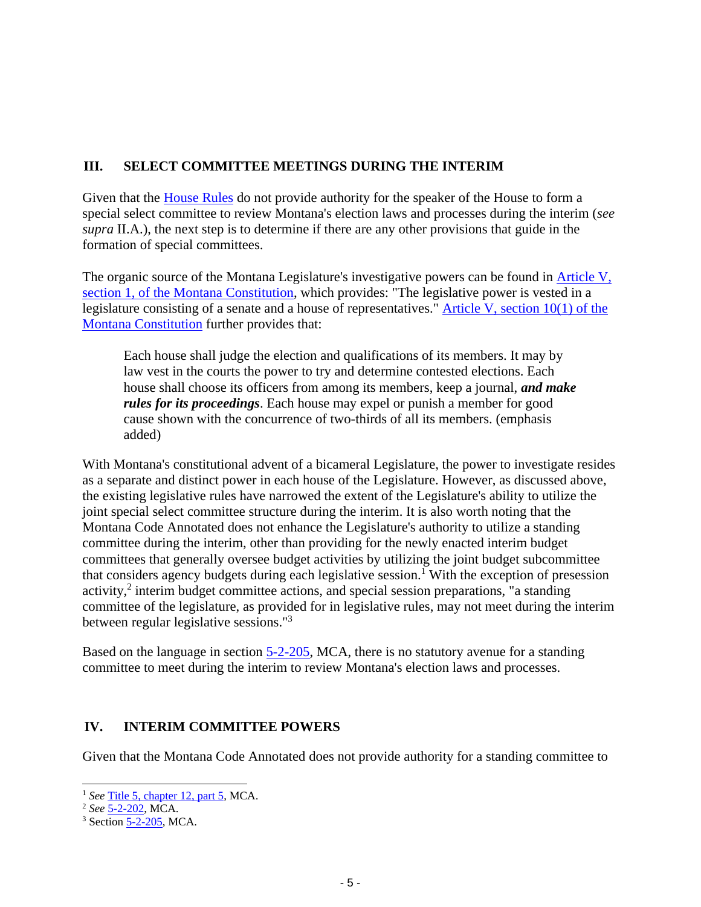## III. SELECT COMMITTEE MEETINGS DURING THE INTERIM

Given that the House Rules do not provide authority for the speaker of the House to form a special select committee to review Montana's election laws and processes during the interim (*see supra* II.A.), the next step is to determine if there are any other provisions that guide in the formation of special committees.

The organic source of the Montana Legislature's investigative powers can be found in Article V, section 1, of the Montana Constitution, which provides: "The legislative power is vested in a legislature consisting of a senate and a house of representatives." Article V, section 10(1) of the Montana Constitution further provides that:

> Each house shall judge the election and qualifications of its members. It may by law vest in the courts the power to try and determine contested elections. Each house shall choose its officers from among its members, keep a journal, ***and make rules for its proceedings***. Each house may expel or punish a member for good cause shown with the concurrence of two-thirds of all its members. (emphasis added)

With Montana's constitutional advent of a bicameral Legislature, the power to investigate resides as a separate and distinct power in each house of the Legislature. However, as discussed above, the existing legislative rules have narrowed the extent of the Legislature's ability to utilize the joint special select committee structure during the interim. It is also worth noting that the Montana Code Annotated does not enhance the Legislature's authority to utilize a standing committee during the interim, other than providing for the newly enacted interim budget committees that generally oversee budget activities by utilizing the joint budget subcommittee that considers agency budgets during each legislative session.[1] With the exception of presession activity,[2] interim budget committee actions, and special session preparations, "a standing committee of the legislature, as provided for in legislative rules, may not meet during the interim between regular legislative sessions."[3]

Based on the language in section 5-2-205, MCA, there is no statutory avenue for a standing committee to meet during the interim to review Montana's election laws and processes.

## IV. INTERIM COMMITTEE POWERS

Given that the Montana Code Annotated does not provide authority for a standing committee to

---

[1] *See* Title 5, chapter 12, part 5, MCA.

[2] *See* 5-2-202, MCA.

[3] Section 5-2-205, MCA.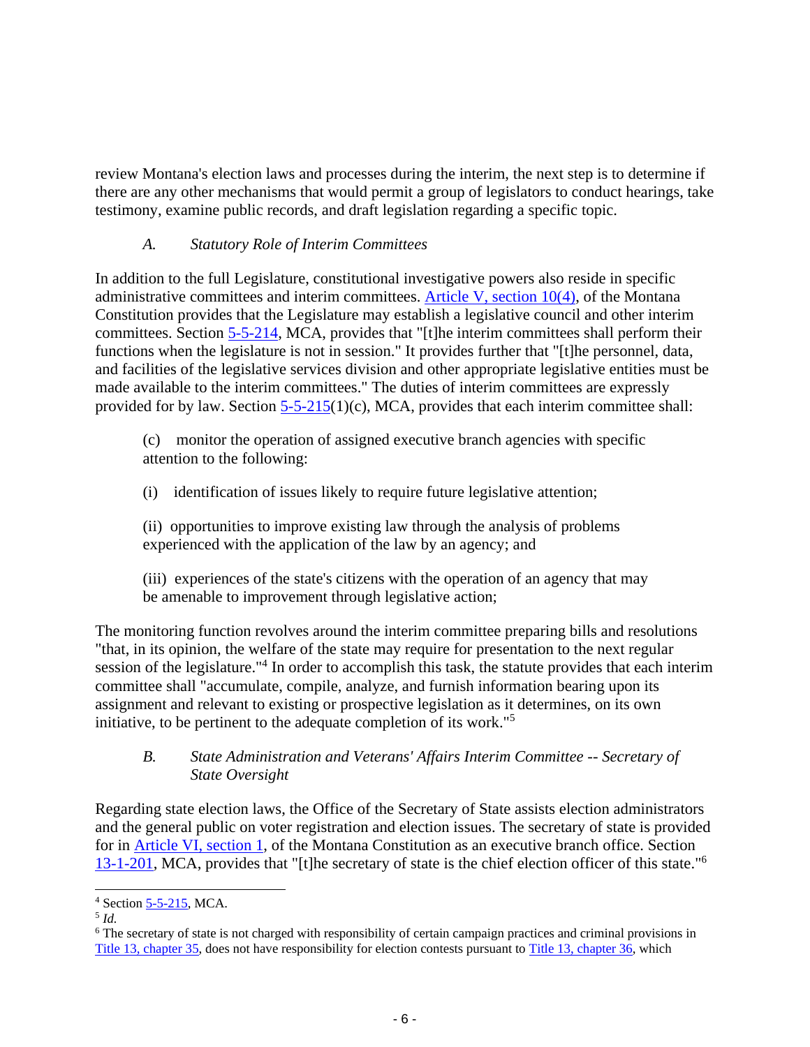review Montana's election laws and processes during the interim, the next step is to determine if there are any other mechanisms that would permit a group of legislators to conduct hearings, take testimony, examine public records, and draft legislation regarding a specific topic.

### *A. Statutory Role of Interim Committees*

In addition to the full Legislature, constitutional investigative powers also reside in specific administrative committees and interim committees. Article V, section 10(4), of the Montana Constitution provides that the Legislature may establish a legislative council and other interim committees. Section 5-5-214, MCA, provides that "[t]he interim committees shall perform their functions when the legislature is not in session." It provides further that "[t]he personnel, data, and facilities of the legislative services division and other appropriate legislative entities must be made available to the interim committees." The duties of interim committees are expressly provided for by law. Section 5-5-215(1)(c), MCA, provides that each interim committee shall:

> (c) monitor the operation of assigned executive branch agencies with specific attention to the following:
>
> (i) identification of issues likely to require future legislative attention;
>
> (ii) opportunities to improve existing law through the analysis of problems experienced with the application of the law by an agency; and
>
> (iii) experiences of the state's citizens with the operation of an agency that may be amenable to improvement through legislative action;

The monitoring function revolves around the interim committee preparing bills and resolutions "that, in its opinion, the welfare of the state may require for presentation to the next regular session of the legislature."[4] In order to accomplish this task, the statute provides that each interim committee shall "accumulate, compile, analyze, and furnish information bearing upon its assignment and relevant to existing or prospective legislation as it determines, on its own initiative, to be pertinent to the adequate completion of its work."[5]

### *B. State Administration and Veterans' Affairs Interim Committee -- Secretary of State Oversight*

Regarding state election laws, the Office of the Secretary of State assists election administrators and the general public on voter registration and election issues. The secretary of state is provided for in Article VI, section 1, of the Montana Constitution as an executive branch office. Section 13-1-201, MCA, provides that "[t]he secretary of state is the chief election officer of this state."[6]

---

[4] Section 5-5-215, MCA.

[5] *Id.*

[6] The secretary of state is not charged with responsibility of certain campaign practices and criminal provisions in Title 13, chapter 35, does not have responsibility for election contests pursuant to Title 13, chapter 36, which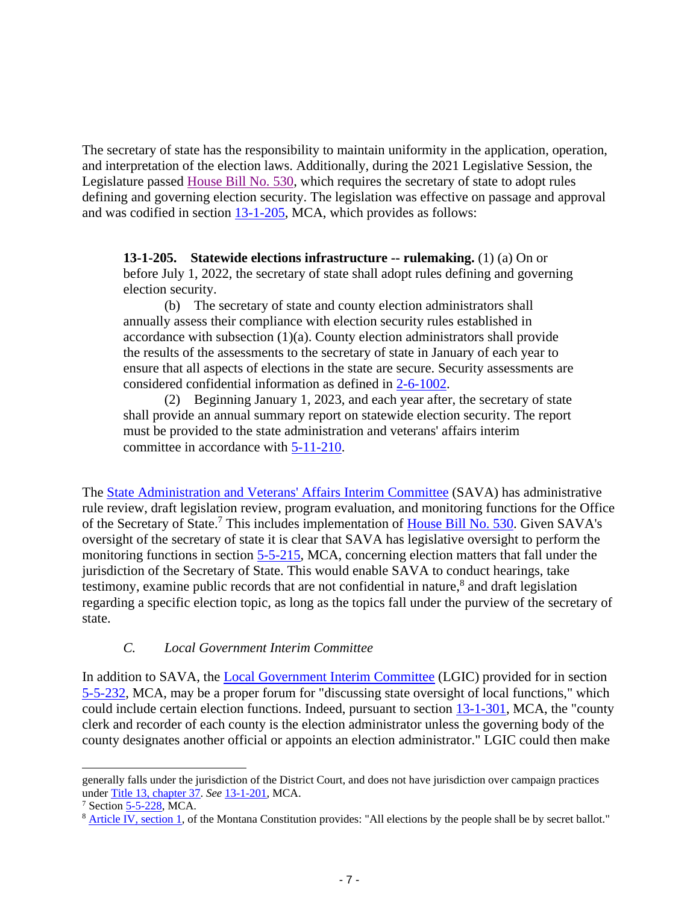The secretary of state has the responsibility to maintain uniformity in the application, operation, and interpretation of the election laws. Additionally, during the 2021 Legislative Session, the Legislature passed House Bill No. 530, which requires the secretary of state to adopt rules defining and governing election security. The legislation was effective on passage and approval and was codified in section 13-1-205, MCA, which provides as follows:

> **13-1-205. Statewide elections infrastructure -- rulemaking.** (1) (a) On or before July 1, 2022, the secretary of state shall adopt rules defining and governing election security.
>
> (b) The secretary of state and county election administrators shall annually assess their compliance with election security rules established in accordance with subsection (1)(a). County election administrators shall provide the results of the assessments to the secretary of state in January of each year to ensure that all aspects of elections in the state are secure. Security assessments are considered confidential information as defined in 2-6-1002.
>
> (2) Beginning January 1, 2023, and each year after, the secretary of state shall provide an annual summary report on statewide election security. The report must be provided to the state administration and veterans' affairs interim committee in accordance with 5-11-210.

The State Administration and Veterans' Affairs Interim Committee (SAVA) has administrative rule review, draft legislation review, program evaluation, and monitoring functions for the Office of the Secretary of State.[7] This includes implementation of House Bill No. 530. Given SAVA's oversight of the secretary of state it is clear that SAVA has legislative oversight to perform the monitoring functions in section 5-5-215, MCA, concerning election matters that fall under the jurisdiction of the Secretary of State. This would enable SAVA to conduct hearings, take testimony, examine public records that are not confidential in nature,[8] and draft legislation regarding a specific election topic, as long as the topics fall under the purview of the secretary of state.

### *C. Local Government Interim Committee*

In addition to SAVA, the Local Government Interim Committee (LGIC) provided for in section 5-5-232, MCA, may be a proper forum for "discussing state oversight of local functions," which could include certain election functions. Indeed, pursuant to section 13-1-301, MCA, the "county clerk and recorder of each county is the election administrator unless the governing body of the county designates another official or appoints an election administrator." LGIC could then make

---

generally falls under the jurisdiction of the District Court, and does not have jurisdiction over campaign practices under Title 13, chapter 37. *See* 13-1-201, MCA.

[7] Section 5-5-228, MCA.

[8] Article IV, section 1, of the Montana Constitution provides: "All elections by the people shall be by secret ballot."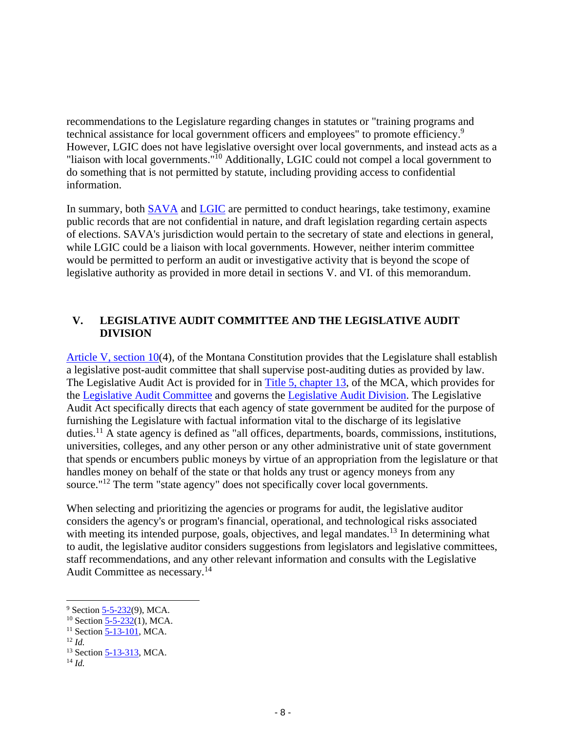recommendations to the Legislature regarding changes in statutes or "training programs and technical assistance for local government officers and employees" to promote efficiency.[9] However, LGIC does not have legislative oversight over local governments, and instead acts as a "liaison with local governments."[10] Additionally, LGIC could not compel a local government to do something that is not permitted by statute, including providing access to confidential information.

In summary, both SAVA and LGIC are permitted to conduct hearings, take testimony, examine public records that are not confidential in nature, and draft legislation regarding certain aspects of elections. SAVA's jurisdiction would pertain to the secretary of state and elections in general, while LGIC could be a liaison with local governments. However, neither interim committee would be permitted to perform an audit or investigative activity that is beyond the scope of legislative authority as provided in more detail in sections V. and VI. of this memorandum.

## V. LEGISLATIVE AUDIT COMMITTEE AND THE LEGISLATIVE AUDIT DIVISION

Article V, section 10(4), of the Montana Constitution provides that the Legislature shall establish a legislative post-audit committee that shall supervise post-auditing duties as provided by law. The Legislative Audit Act is provided for in Title 5, chapter 13, of the MCA, which provides for the Legislative Audit Committee and governs the Legislative Audit Division. The Legislative Audit Act specifically directs that each agency of state government be audited for the purpose of furnishing the Legislature with factual information vital to the discharge of its legislative duties.[11] A state agency is defined as "all offices, departments, boards, commissions, institutions, universities, colleges, and any other person or any other administrative unit of state government that spends or encumbers public moneys by virtue of an appropriation from the legislature or that handles money on behalf of the state or that holds any trust or agency moneys from any source."[12] The term "state agency" does not specifically cover local governments.

When selecting and prioritizing the agencies or programs for audit, the legislative auditor considers the agency's or program's financial, operational, and technological risks associated with meeting its intended purpose, goals, objectives, and legal mandates.[13] In determining what to audit, the legislative auditor considers suggestions from legislators and legislative committees, staff recommendations, and any other relevant information and consults with the Legislative Audit Committee as necessary.[14]

---

[9] Section 5-5-232(9), MCA.
[10] Section 5-5-232(1), MCA.
[11] Section 5-13-101, MCA.
[12] *Id.*
[13] Section 5-13-313, MCA.
[14] *Id.*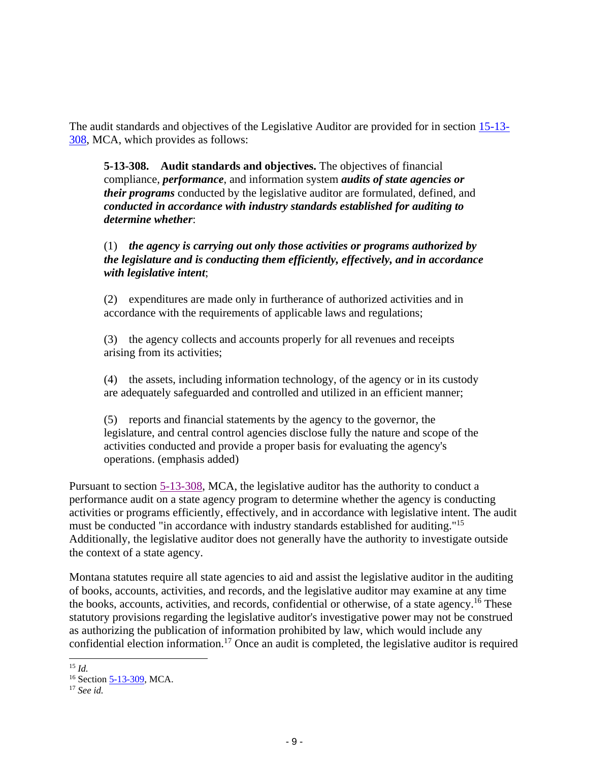The audit standards and objectives of the Legislative Auditor are provided for in section 15-13-308, MCA, which provides as follows:

> **5-13-308. Audit standards and objectives.** The objectives of financial compliance, ***performance***, and information system ***audits of state agencies or their programs*** conducted by the legislative auditor are formulated, defined, and ***conducted in accordance with industry standards established for auditing to determine whether***:
>
> (1) ***the agency is carrying out only those activities or programs authorized by the legislature and is conducting them efficiently, effectively, and in accordance with legislative intent***;
>
> (2) expenditures are made only in furtherance of authorized activities and in accordance with the requirements of applicable laws and regulations;
>
> (3) the agency collects and accounts properly for all revenues and receipts arising from its activities;
>
> (4) the assets, including information technology, of the agency or in its custody are adequately safeguarded and controlled and utilized in an efficient manner;
>
> (5) reports and financial statements by the agency to the governor, the legislature, and central control agencies disclose fully the nature and scope of the activities conducted and provide a proper basis for evaluating the agency's operations. (emphasis added)

Pursuant to section 5-13-308, MCA, the legislative auditor has the authority to conduct a performance audit on a state agency program to determine whether the agency is conducting activities or programs efficiently, effectively, and in accordance with legislative intent. The audit must be conducted "in accordance with industry standards established for auditing."[15] Additionally, the legislative auditor does not generally have the authority to investigate outside the context of a state agency.

Montana statutes require all state agencies to aid and assist the legislative auditor in the auditing of books, accounts, activities, and records, and the legislative auditor may examine at any time the books, accounts, activities, and records, confidential or otherwise, of a state agency.[16] These statutory provisions regarding the legislative auditor's investigative power may not be construed as authorizing the publication of information prohibited by law, which would include any confidential election information.[17] Once an audit is completed, the legislative auditor is required

---

[15] *Id.*

[16] Section 5-13-309, MCA.

[17] *See id.*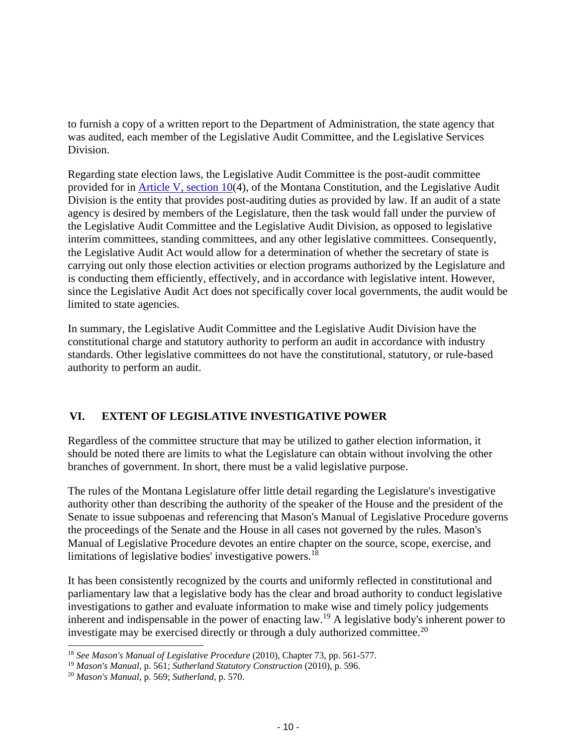to furnish a copy of a written report to the Department of Administration, the state agency that was audited, each member of the Legislative Audit Committee, and the Legislative Services Division.

Regarding state election laws, the Legislative Audit Committee is the post-audit committee provided for in [Article V, section 10](#)(4), of the Montana Constitution, and the Legislative Audit Division is the entity that provides post-auditing duties as provided by law. If an audit of a state agency is desired by members of the Legislature, then the task would fall under the purview of the Legislative Audit Committee and the Legislative Audit Division, as opposed to legislative interim committees, standing committees, and any other legislative committees. Consequently, the Legislative Audit Act would allow for a determination of whether the secretary of state is carrying out only those election activities or election programs authorized by the Legislature and is conducting them efficiently, effectively, and in accordance with legislative intent. However, since the Legislative Audit Act does not specifically cover local governments, the audit would be limited to state agencies.

In summary, the Legislative Audit Committee and the Legislative Audit Division have the constitutional charge and statutory authority to perform an audit in accordance with industry standards. Other legislative committees do not have the constitutional, statutory, or rule-based authority to perform an audit.

## VI. EXTENT OF LEGISLATIVE INVESTIGATIVE POWER

Regardless of the committee structure that may be utilized to gather election information, it should be noted there are limits to what the Legislature can obtain without involving the other branches of government. In short, there must be a valid legislative purpose.

The rules of the Montana Legislature offer little detail regarding the Legislature's investigative authority other than describing the authority of the speaker of the House and the president of the Senate to issue subpoenas and referencing that Mason's Manual of Legislative Procedure governs the proceedings of the Senate and the House in all cases not governed by the rules. Mason's Manual of Legislative Procedure devotes an entire chapter on the source, scope, exercise, and limitations of legislative bodies' investigative powers.[18]

It has been consistently recognized by the courts and uniformly reflected in constitutional and parliamentary law that a legislative body has the clear and broad authority to conduct legislative investigations to gather and evaluate information to make wise and timely policy judgements inherent and indispensable in the power of enacting law.[19] A legislative body's inherent power to investigate may be exercised directly or through a duly authorized committee.[20]

---

[18] *See Mason's Manual of Legislative Procedure* (2010), Chapter 73, pp. 561-577.

[19] *Mason's Manual*, p. 561; *Sutherland Statutory Construction* (2010), p. 596.

[20] *Mason's Manual*, p. 569; *Sutherland*, p. 570.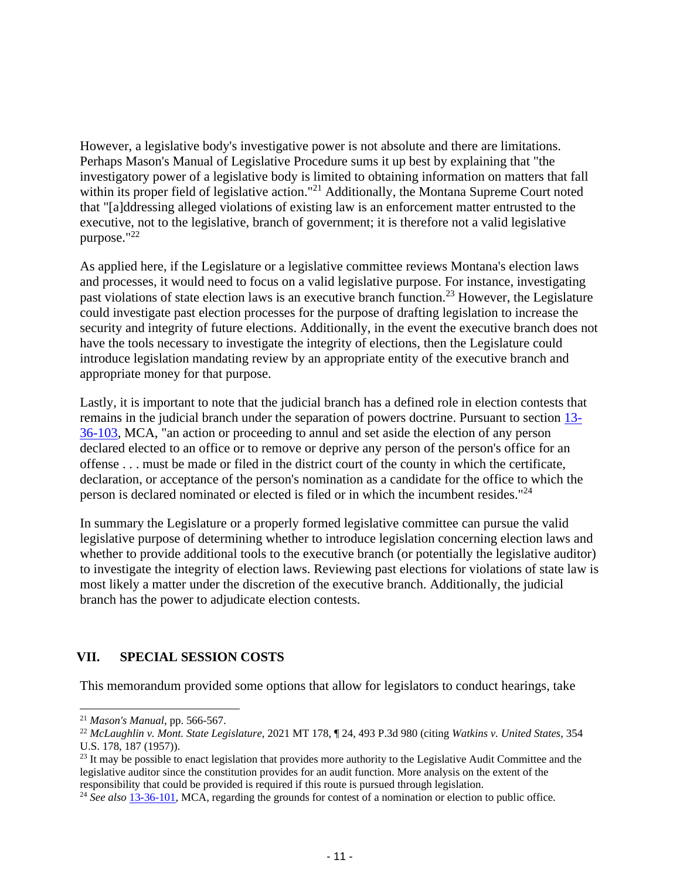However, a legislative body's investigative power is not absolute and there are limitations. Perhaps Mason's Manual of Legislative Procedure sums it up best by explaining that "the investigatory power of a legislative body is limited to obtaining information on matters that fall within its proper field of legislative action."[21] Additionally, the Montana Supreme Court noted that "[a]ddressing alleged violations of existing law is an enforcement matter entrusted to the executive, not to the legislative, branch of government; it is therefore not a valid legislative purpose."[22]

As applied here, if the Legislature or a legislative committee reviews Montana's election laws and processes, it would need to focus on a valid legislative purpose. For instance, investigating past violations of state election laws is an executive branch function.[23] However, the Legislature could investigate past election processes for the purpose of drafting legislation to increase the security and integrity of future elections. Additionally, in the event the executive branch does not have the tools necessary to investigate the integrity of elections, then the Legislature could introduce legislation mandating review by an appropriate entity of the executive branch and appropriate money for that purpose.

Lastly, it is important to note that the judicial branch has a defined role in election contests that remains in the judicial branch under the separation of powers doctrine. Pursuant to section 13-36-103, MCA, "an action or proceeding to annul and set aside the election of any person declared elected to an office or to remove or deprive any person of the person's office for an offense . . . must be made or filed in the district court of the county in which the certificate, declaration, or acceptance of the person's nomination as a candidate for the office to which the person is declared nominated or elected is filed or in which the incumbent resides."[24]

In summary the Legislature or a properly formed legislative committee can pursue the valid legislative purpose of determining whether to introduce legislation concerning election laws and whether to provide additional tools to the executive branch (or potentially the legislative auditor) to investigate the integrity of election laws. Reviewing past elections for violations of state law is most likely a matter under the discretion of the executive branch. Additionally, the judicial branch has the power to adjudicate election contests.

## VII. SPECIAL SESSION COSTS

This memorandum provided some options that allow for legislators to conduct hearings, take

---

[21] *Mason's Manual*, pp. 566-567.

[22] *McLaughlin v. Mont. State Legislature*, 2021 MT 178, ¶ 24, 493 P.3d 980 (citing *Watkins v. United States*, 354 U.S. 178, 187 (1957)).

[23] It may be possible to enact legislation that provides more authority to the Legislative Audit Committee and the legislative auditor since the constitution provides for an audit function. More analysis on the extent of the responsibility that could be provided is required if this route is pursued through legislation.

[24] *See also* 13-36-101, MCA, regarding the grounds for contest of a nomination or election to public office.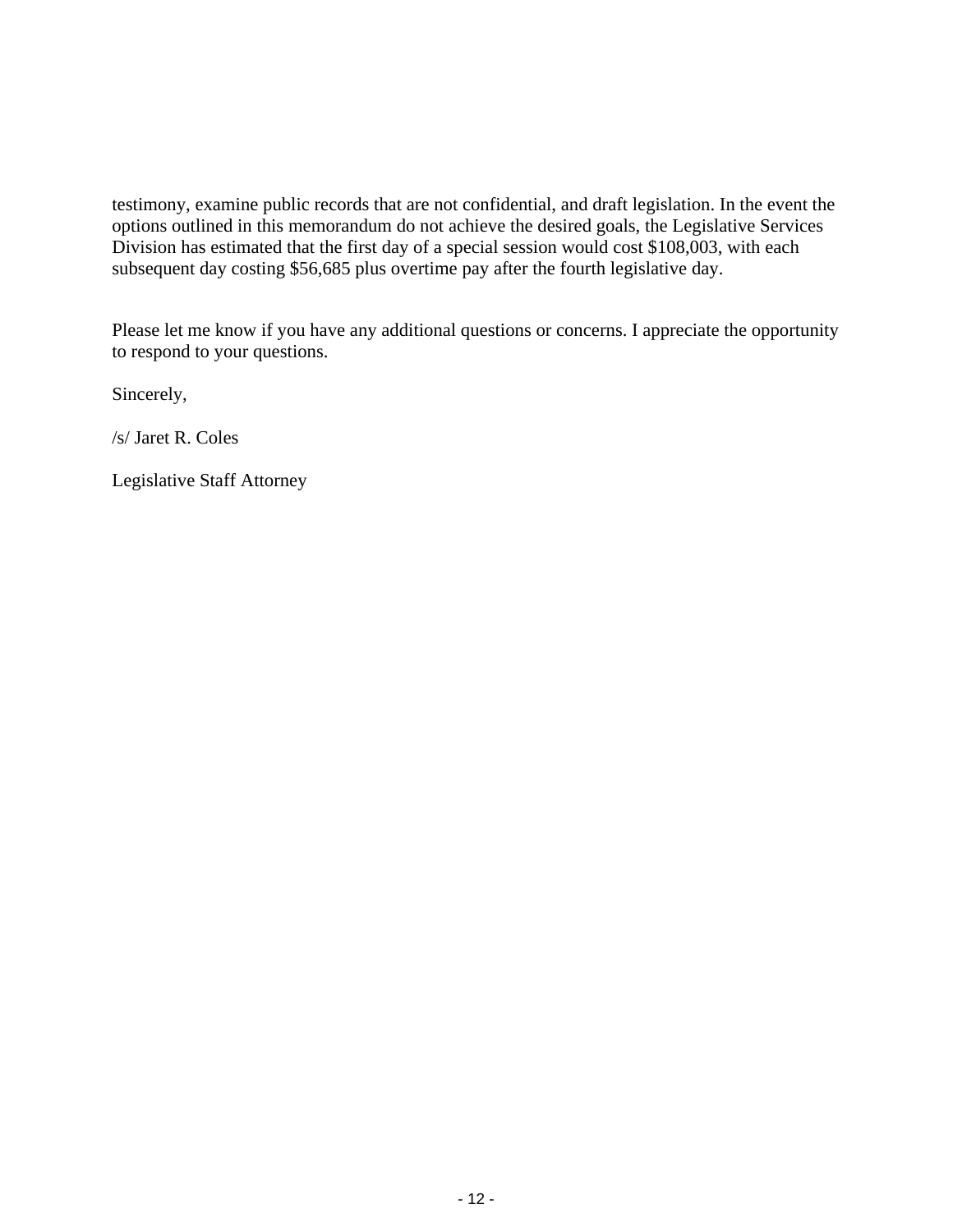testimony, examine public records that are not confidential, and draft legislation. In the event the options outlined in this memorandum do not achieve the desired goals, the Legislative Services Division has estimated that the first day of a special session would cost $108,003, with each subsequent day costing $56,685 plus overtime pay after the fourth legislative day.

Please let me know if you have any additional questions or concerns. I appreciate the opportunity to respond to your questions.

Sincerely,

/s/ Jaret R. Coles

Legislative Staff Attorney